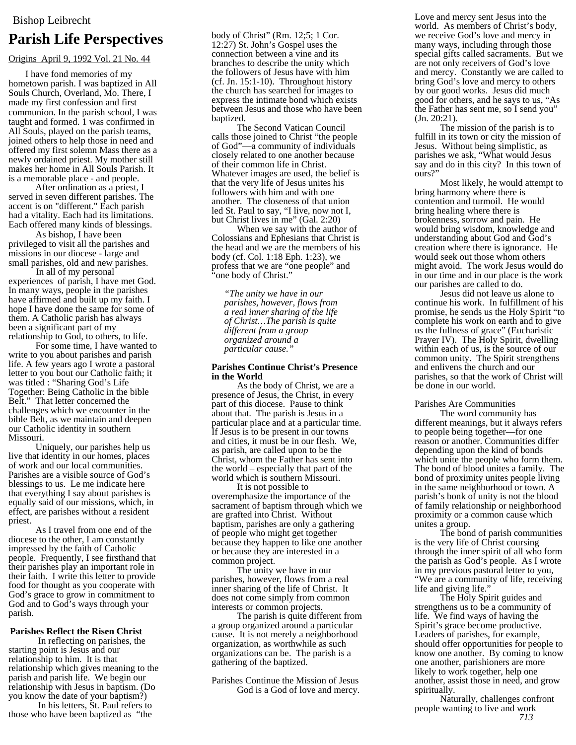Bishop Leibrecht

# Parish Life Perspectives

Origins April 9, 1992 Vol. 21 No. 44

I have fond memories of my hometown parish. I was baptized in All Souls Church, Overland, Mo. There, I made my first confession and first communion. In the parish school, I was taught and formed. 1 was confirmed in All Souls, played on the parish teams, joined others to help those in need and offered my first solemn Mass there as a newly ordained priest. My mother still makes her home in All Souls Parish. It is a memorable place - and people.

After ordination as a priest, I served in seven different parishes. The accent is on "different." Each parish had a vitality. Each had its limitations. Each offered many kinds of blessings.

As bishop, I have been privileged to visit all the parishes and missions in our diocese - large and small parishes, old and new parishes.

In all of my personal experiences of parish, I have met God. In many ways, people in the parishes have affirmed and built up my faith. I hope I have done the same for some of them. A Catholic parish has always been a significant part of my relationship to God, to others, to life.

For some time, I have wanted to write to you about parishes and parish life. A few years ago I wrote a pastoral letter to you bout our Catholic faith; it was titled : “Sharing God’s Life Together: Being Catholic in the bible Belt.” That letter concerned the challenges which we encounter in the bible Belt, as we maintain and deepen our Catholic identity in southern Missouri.

Uniquely, our parishes help us live that identity in our homes, places of work and our local communities. Parishes are a visible source of God’s blessings to us. Le me indicate here that everything I say about parishes is equally said of our missions, which, in effect, are parishes without a resident priest.

As I travel from one end of the diocese to the other, I am constantly impressed by the faith of Catholic people. Frequently, I see firsthand that their parishes play an important role in their faith. I write this letter to provide food for thought as you cooperate with God’s grace to grow in commitment to God and to God’s ways through your parish.

**Parishes Reflect the Risen Christ**

In reflecting on parishes, the starting point is Jesus and our relationship to him. It is that relationship which gives meaning to the parish and parish life. We begin our relationship with Jesus in baptism. (Do you know the date of your baptism?)

In his letters, St. Paul refers to those who have been baptized as “the body of Christ” (Rm. 12;5; 1 Cor. 12:27) St. John’s Gospel uses the connection between a vine and its branches to describe the unity which the followers of Jesus have with him (cf. Jn. 15:1-10). Throughout history the church has searched for images to express the intimate bond which exists between Jesus and those who have been baptized.

The Second Vatican Council calls those joined to Christ “the people of God”—a community of individuals closely related to one another because of their common life in Christ. Whatever images are used, the belief is that the very life of Jesus unites his followers with him and with one another. The closeness of that union led St. Paul to say, “I live, now not I, but Christ lives in me” (Gal. 2:20)

When we say with the author of Colossians and Ephesians that Christ is the head and we are the members of his body (cf. Col. 1:18 Eph. 1:23), we profess that we are “one people” and “one body of Christ.”

*“The unity we have in our parishes, however, flows from a real inner sharing of the life of Christ…The parish is quite different from a group organized around a particular cause.”*

**Parishes Continue Christ’s Presence in the World**

As the body of Christ, we are a presence of Jesus, the Christ, in every part of this diocese. Pause to think about that. The parish is Jesus in a particular place and at a particular time. If Jesus is to be present in our towns and cities, it must be in our flesh. We, as parish, are called upon to be the Christ, whom the Father has sent into the world – especially that part of the world which is southern Missouri.

It is not possible to overemphasize the importance of the sacrament of baptism through which we are grafted into Christ. Without baptism, parishes are only a gathering of people who might get together because they happen to like one another or because they are interested in a common project.

The unity we have in our parishes, however, flows from a real inner sharing of the life of Christ. It does not come simply from common interests or common projects.

The parish is quite different from a group organized around a particular cause. It is not merely a neighborhood organization, as worthwhile as such organizations can be. The parish is a gathering of the baptized.

Parishes Continue the Mission of Jesus

God is a God of love and mercy. Love and mercy sent Jesus into the world. As members of Christ’s body, we receive God’s love and mercy in many ways, including through those special gifts called sacraments. But we are not only receivers of God’s love and mercy. Constantly we are called to bring God’s love and mercy to others by our good works. Jesus did much good for others, and he says to us, “As the Father has sent me, so I send you” (Jn. 20:21).

The mission of the parish is to fulfill in its town or city the mission of Jesus. Without being simplistic, as parishes we ask, “What would Jesus say and do in this city? In this town of ours?”

Most likely, he would attempt to bring harmony where there is contention and turmoil. He would bring healing where there is brokenness, sorrow and pain. He would bring wisdom, knowledge and understanding about God and God’s creation where there is ignorance. He would seek out those whom others might avoid. The work Jesus would do in our time and in our place is the work our parishes are called to do.

Jesus did not leave us alone to continue his work. In fulfillment of his promise, he sends us the Holy Spirit “to complete his work on earth and to give us the fullness of grace” (Eucharistic Prayer IV). The Holy Spirit, dwelling within each of us, is the source of our common unity. The Spirit strengthens and enlivens the church and our parishes, so that the work of Christ will be done in our world.

Parishes Are Communities

The word community has different meanings, but it always refers to people being together—for one reason or another. Communities differ depending upon the kind of bonds which unite the people who form them. The bond of blood unites a family. The bond of proximity unites people living in the same neighborhood or town. A parish’s bonk of unity is not the blood of family relationship or neighborhood proximity or a common cause which unites a group.

The bond of parish communities is the very life of Christ coursing through the inner spirit of all who form the parish as God’s people. As I wrote in my previous pastoral letter to you, “We are a community of life, receiving life and giving life.”

The Holy Spirit guides and strengthens us to be a community of life. We find ways of having the Spirit’s grace become productive. Leaders of parishes, for example, should offer opportunities for people to know one another. By coming to know one another, parishioners are more likely to work together, help one another, assist those in need, and grow spiritually.

Naturally, challenges confront people wanting to live and work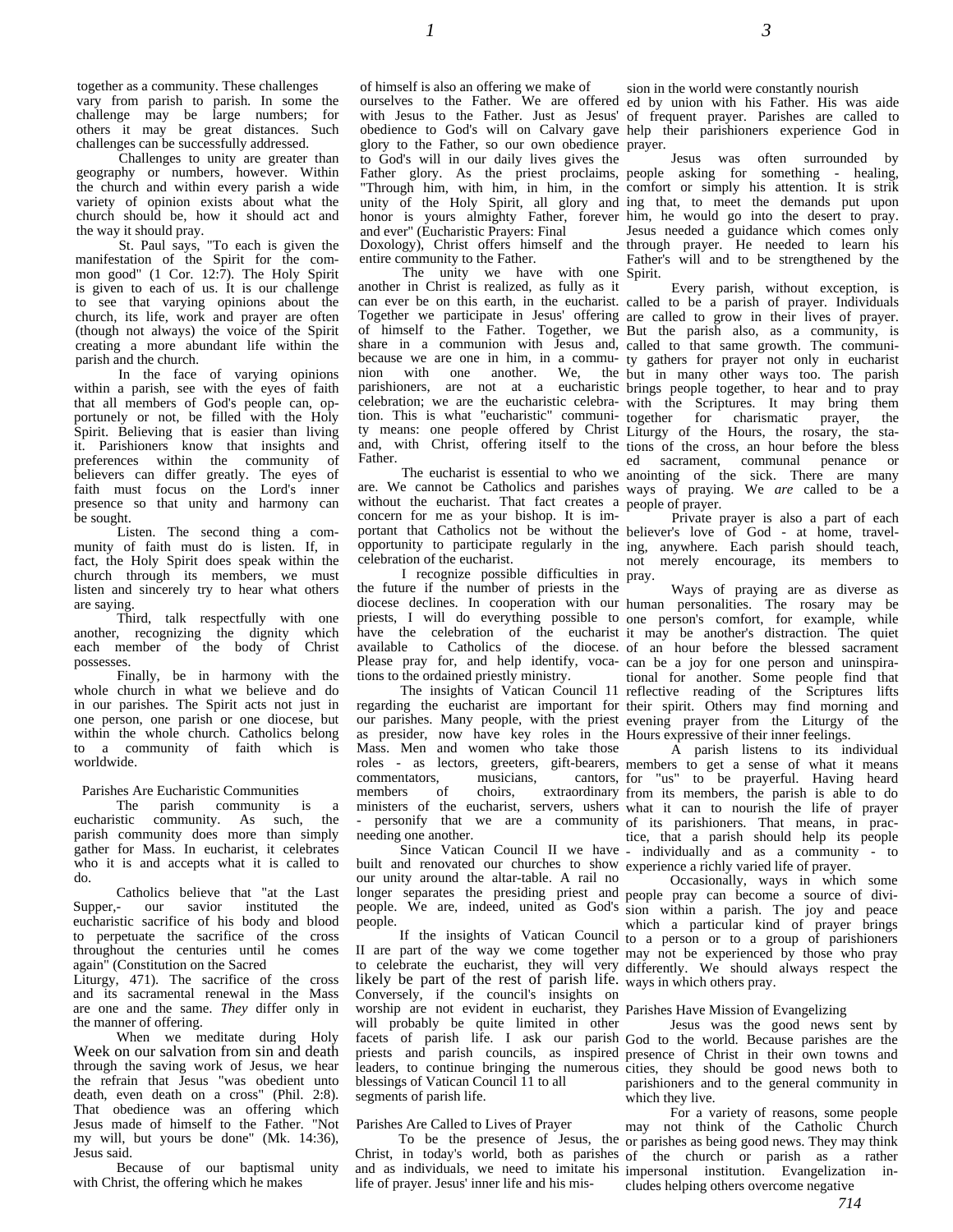together as a community. These challenges vary from parish to parish. In some the challenge may be large numbers; for others it may be great distances. Such challenges can be successfully addressed.

Challenges to unity are greater than geography or numbers, however. Within the church and within every parish a wide variety of opinion exists about what the church should be, how it should act and the way it should pray.

St. Paul says, "To each is given the manifestation of the Spirit for the common good" (1 Cor. 12:7). The Holy Spirit is given to each of us. It is our challenge to see that varying opinions about the church, its life, work and prayer are often (though not always) the voice of the Spirit creating a more abundant life within the parish and the church.

In the face of varying opinions within a parish, see with the eyes of faith that all members of God's people can, opportunely or not, be filled with the Holy Spirit. Believing that is easier than living it. Parishioners know that insights and preferences within the community of believers can differ greatly. The eyes of faith must focus on the Lord's inner presence so that unity and harmony can be sought.

Listen. The second thing a community of faith must do is listen. If, in fact, the Holy Spirit does speak within the church through its members, we must listen and sincerely try to hear what others are saying.

Third, talk respectfully with one another, recognizing the dignity which each member of the body of Christ possesses.

Finally, be in harmony with the whole church in what we believe and do in our parishes. The Spirit acts not just in one person, one parish or one diocese, but within the whole church. Catholics belong to a community of faith which is worldwide.

## Parishes Are Eucharistic Communities

The parish community is a eucharistic community. As such, the parish community does more than simply gather for Mass. In eucharist, it celebrates who it is and accepts what it is called to do.

Catholics believe that "at the Last Supper,- our savior instituted the eucharistic sacrifice of his body and blood to perpetuate the sacrifice of the cross throughout the centuries until he comes again" (Constitution on the Sacred Liturgy, 471). The sacrifice of the cross and its sacramental renewal in the Mass are one and the same. *They* differ only in the manner of offering.

When we meditate during Holy Week on our salvation from sin and death through the saving work of Jesus, we hear the refrain that Jesus "was obedient unto death, even death on a cross" (Phil. 2:8). That obedience was an offering which Jesus made of himself to the Father. "Not my will, but yours be done" (Mk. 14:36), Jesus said.

Because of our baptismal unity with Christ, the offering which he makes of himself is also an offering we make of ourselves to the Father. We are offered with Jesus to the Father. Just as Jesus' obedience to God's will on Calvary gave glory to the Father, so our own obedience to God's will in our daily lives gives the Father glory. As the priest proclaims, "Through him, with him, in him, in the unity of the Holy Spirit, all glory and honor is yours almighty Father, forever and ever" (Eucharistic Prayers: Final Doxology), Christ offers himself and the entire community to the Father.

The unity we have with one another in Christ is realized, as fully as it can ever be on this earth, in the eucharist. Together we participate in Jesus' offering of himself to the Father. Together, we share in a communion with Jesus and, because we are one in him, in a communion with one another. We, the parishioners, are not at a eucharistic celebration; we are the eucharistic celebration. This is what "eucharistic" community means: one people offered by Christ and, with Christ, offering itself to the Father.

The eucharist is essential to who we are. We cannot be Catholics and parishes without the eucharist. That fact creates a concern for me as your bishop. It is important that Catholics not be without the opportunity to participate regularly in the celebration of the eucharist.

I recognize possible difficulties in the future if the number of priests in the diocese declines. In cooperation with our priests, I will do everything possible to have the celebration of the eucharist available to Catholics of the diocese. Please pray for, and help identify, vocations to the ordained priestly ministry.

The insights of Vatican Council 11 regarding the eucharist are important for our parishes. Many people, with the priest as presider, now have key roles in the Mass. Men and women who take those roles - as lectors, greeters, gift-bearers, commentators, musicians, cantors, members of choirs, extraordinary ministers of the eucharist, servers, ushers - personify that we are a community needing one another.

Since Vatican Council II we have built and renovated our churches to show our unity around the altar-table. A rail no longer separates the presiding priest and people. We are, indeed, united as God's people.

If the insights of Vatican Council II are part of the way we come together to celebrate the eucharist, they will very likely be part of the rest of parish life. Conversely, if the council's insights on worship are not evident in eucharist, they will probably be quite limited in other facets of parish life. I ask our parish priests and parish councils, as inspired leaders, to continue bringing the numerous blessings of Vatican Council 11 to all segments of parish life.

## Parishes Are Called to Lives of Prayer

To be the presence of Jesus, the Christ, in today's world, both as parishes and as individuals, we need to imitate his life of prayer. Jesus' inner life and his mission in the world were constantly nourished by union with his Father. His was aided of frequent prayer. Parishes are called to help their parishioners experience God in prayer.

Jesus was often surrounded by people asking for something - healing, comfort or simply his attention. It is striking that, to meet the demands put upon him, he would go into the desert to pray. Jesus needed a guidance which comes only through prayer. He needed to learn his Father's will and to be strengthened by the Spirit.

Every parish, without exception, is called to be a parish of prayer. Individuals are called to grow in their lives of prayer. But the parish also, as a community, is called to that same growth. The community gathers for prayer not only in eucharist but in many other ways too. The parish brings people together, to hear and to pray with the Scriptures. It may bring them together for charismatic prayer, the Liturgy of the Hours, the rosary, the stations of the cross, an hour before the blessed sacrament, communal penance or anointing of the sick. There are many ways of praying. We *are* called to be a people of prayer.

Private prayer is also a part of each believer's love of God - at home, traveling, anywhere. Each parish should teach, not merely encourage, its members to pray.

Ways of praying are as diverse as human personalities. The rosary may be one person's comfort, for example, while it may be another's distraction. The quiet of an hour before the blessed sacrament can be a joy for one person and uninspirational for another. Some people find that reflective reading of the Scriptures lifts their spirit. Others may find morning and evening prayer from the Liturgy of the Hours expressive of their inner feelings.

A parish listens to its individual members to get a sense of what it means for "us" to be prayerful. Having heard from its members, the parish is able to do what it can to nourish the life of prayer of its parishioners. That means, in practice, that a parish should help its people - individually and as a community - to experience a richly varied life of prayer.

Occasionally, ways in which some people pray can become a source of division within a parish. The joy and peace which a particular kind of prayer brings to a person or to a group of parishioners may not be experienced by those who pray differently. We should always respect the ways in which others pray.

## Parishes Have Mission of Evangelizing

Jesus was the good news sent by God to the world. Because parishes are the presence of Christ in their own towns and cities, they should be good news both to parishioners and to the general community in which they live.

For a variety of reasons, some people may not think of the Catholic Church or parishes as being good news. They may think of the church or parish as a rather impersonal institution. Evangelization includes helping others overcome negative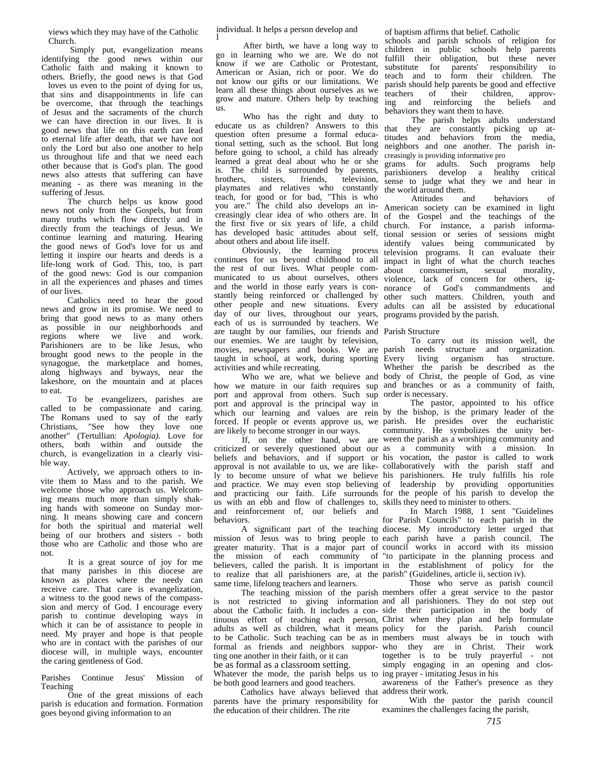views which they may have of the Catholic Church.

Simply put, evangelization means identifying the good news within our Catholic faith and making it known to others. Briefly, the good news is that God loves us even to the point of dying for us, that sins and disappointments in life can be overcome, that through the teachings of Jesus and the sacraments of the church we can have direction in our lives. It is good news that life on this earth can lead to eternal life after death, that we have not only the Lord but also one another to help us throughout life and that we need each other because that is God's plan. The good news also attests that suffering can have meaning - as there was meaning in the suffering of Jesus.

The church helps us know good news not only from the Gospels, but from many truths which flow directly and in directly from the teachings of Jesus. We continue learning and maturing. Hearing the good news of God's love for us and letting it inspire our hearts and deeds is a life-long work of God. This, too, is part of the good news: God is our companion in all the experiences and phases and times of our lives.

Catholics need to hear the good news and grow in its promise. We need to bring that good news to as many others as possible in our neighborhoods and regions where we live and work. Parishioners are to be like Jesus, who brought good news to the people in the synagogue, the marketplace and homes, along highways and byways, near the lakeshore, on the mountain and at places to eat.

To be evangelizers, parishes are called to be compassionate and caring. The Romans used to say of the early Christians, "See how they love one another" (Tertullian: *Apologia).* Love for others, both within and outside the church, is evangelization in a clearly visible way.

Actively, we approach others to invite them to Mass and to the parish. We welcome those who approach us. Welcoming means much more than simply shaking hands with someone on Sunday morning. It means showing care and concern for both the spiritual and material well being of our brothers and sisters - both those who are Catholic and those who are not.

It is a great source of joy for me that many parishes in this diocese are known as places where the needy can receive care. That care is evangelization, a witness to the good news of the compassion and mercy of God. I encourage every parish to continue developing ways in which it can be of assistance to people in need. My prayer and hope is that people who are in contact with the parishes of our diocese will, in multiple ways, encounter the caring gentleness of God.

Parishes Continue Jesus' Mission of Teaching

One of the great missions of each parish is education and formation. Formation goes beyond giving information to an individual. It helps a person develop and l

After birth, we have a long way to go in learning who we are. We do not know if we are Catholic or Protestant, American or Asian, rich or poor. We do not know our gifts or our limitations. We learn all these things about ourselves as we grow and mature. Others help by teaching us.

Who has the right and duty to educate us as children? Answers to this question often presume a formal educational setting, such as the school. But long before going to school, a child has already learned a great deal about who he or she is. The child is surrounded by parents, brothers, sisters, friends, television, playmates and relatives who constantly teach, for good or for bad, "This is who you are." The child also develops an increasingly clear idea of who others are. In the first five or six years of life, a child has developed basic attitudes about self, about others and about life itself.

Obviously, the learning process continues for us beyond childhood to all the rest of our lives. What people communicated to us about ourselves, others and the world in those early years is constantly being reinforced or challenged by other people and new situations. Every day of our lives, throughout our years, each of us is surrounded by teachers. We are taught by our families, our friends and our enemies. We are taught by television, movies, newspapers and books. We are taught in school, at work, during sporting activities and while recreating.

Who we are, what we believe and how we mature in our faith requires support and approval from others. Such support and approval is the principal way in which our learning and values are reinforced. If people or events approve us, we are likely to become stronger in our ways.

If, on the other hand, we are criticized or severely questioned about our beliefs and behaviors, and if support or approval is not available to us, we are likely to become unsure of what we believe and practice. We may even stop believing and practicing our faith. Life surrounds us with an ebb and flow of challenges to, and reinforcement of, our beliefs and behaviors.

A significant part of the teaching mission of Jesus was to bring people to greater maturity. That is a major part of the mission of each community of believers, called the parish. It is important to realize that all parishioners are, at the same time, lifelong teachers and learners.

The teaching mission of the parish is not restricted to giving information about the Catholic faith. It includes a continuous effort of teaching each person, adults as well as children, what it means to be Catholic. Such teaching can be as in formal as friends and neighbors supporting one another in their faith, or it can be as formal as a classroom setting. Whatever the mode, the parish helps us to be both good learners and good teachers.

Catholics have always believed that parents have the primary responsibility for the education of their children. The rite of baptism affirms that belief. Catholic schools and parish schools of religion for children in public schools help parents fulfill their obligation, but these never substitute for parents' responsibility to teach and to form their children. The parish should help parents be good and effective teachers of their children, approving and reinforcing the beliefs and behaviors they want them to have.

The parish helps adults understand that they are constantly picking up attitudes and behaviors from the media, neighbors and one another. The parish increasingly is providing informative programs for adults. Such programs help parishioners develop a healthy critical sense to judge what they we and hear in the world around them.

Attitudes and behaviors of American society can be examined in light of the Gospel and the teachings of the church. For instance, a parish informational session or series of sessions might identify values being communicated by television programs. It can evaluate their impact in light of what the church teaches about consumerism, sexual morality, violence, lack of concern for others, ignorance of God's commandments and other such matters. Children, youth and adults can all be assisted by educational programs provided by the parish.

Parish Structure

To carry out its mission well, the parish needs structure and organization. Every living organism has structure. Whether the parish be described as the body of Christ, the people of God, as vine and branches or as a community of faith, order is necessary.

The pastor, appointed to his office by the bishop, is the primary leader of the parish. He presides over the eucharistic community. He symbolizes the unity between the parish as a worshiping community and as a community with a mission. In his vocation, the pastor is called to work collaboratively with the parish staff and his parishioners. He truly fulfills his role of leadership by providing opportunities for the people of his parish to develop the skills they need to minister to others.

In March 1988, 1 sent "Guidelines for Parish Councils" to each parish in the diocese. My introductory letter urged that each parish have a parish council. The council works in accord with its mission "to participate in the planning process and in the establishment of policy for the parish" (Guidelines, article ii, section iv).

Those who serve as parish council members offer a great service to the pastor and all parishioners. They do not step out side their participation in the body of Christ when they plan and help formulate policy for the parish. Parish council members must always be in touch with who they are in Christ. Their work together is to be truly prayerful - not simply engaging in an opening and closing prayer - imitating Jesus in his awareness of the Father's presence as they address their work.

With the pastor the parish council examines the challenges facing the parish,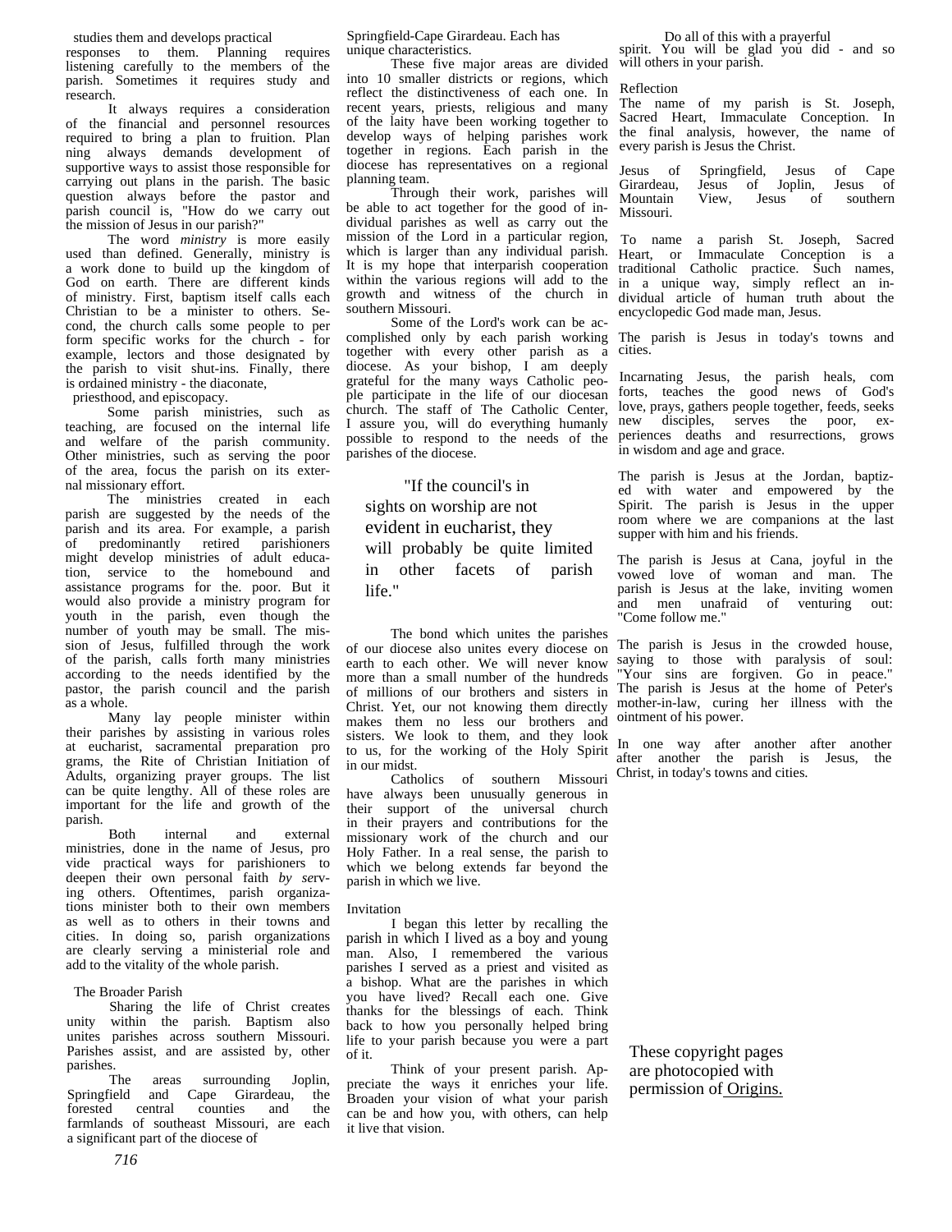studies them and develops practical responses to them. Planning requires listening carefully to the members of the parish. Sometimes it requires study and research.

It always requires a consideration of the financial and personnel resources required to bring a plan to fruition. Plan ning always demands development of supportive ways to assist those responsible for carrying out plans in the parish. The basic question always before the pastor and parish council is, "How do we carry out the mission of Jesus in our parish?"

The word *ministry* is more easily used than defined. Generally, ministry is a work done to build up the kingdom of God on earth. There are different kinds of ministry. First, baptism itself calls each Christian to be a minister to others. Second, the church calls some people to per form specific works for the church - for example, lectors and those designated by the parish to visit shut-ins. Finally, there is ordained ministry - the diaconate, priesthood, and episcopacy.

Some parish ministries, such as teaching, are focused on the internal life and welfare of the parish community. Other ministries, such as serving the poor of the area, focus the parish on its external missionary effort.

The ministries created in each parish are suggested by the needs of the parish and its area. For example, a parish of predominantly retired parishioners might develop ministries of adult education, service to the homebound and assistance programs for the. poor. But it would also provide a ministry program for youth in the parish, even though the number of youth may be small. The mission of Jesus, fulfilled through the work of the parish, calls forth many ministries according to the needs identified by the pastor, the parish council and the parish as a whole.

Many lay people minister within their parishes by assisting in various roles at eucharist, sacramental preparation pro grams, the Rite of Christian Initiation of Adults, organizing prayer groups. The list can be quite lengthy. All of these roles are important for the life and growth of the parish.

Both internal and external ministries, done in the name of Jesus, pro vide practical ways for parishioners to deepen their own personal faith *by ser*ving others. Oftentimes, parish organizations minister both to their own members as well as to others in their towns and cities. In doing so, parish organizations are clearly serving a ministerial role and add to the vitality of the whole parish.

The Broader Parish

Sharing the life of Christ creates unity within the parish. Baptism also unites parishes across southern Missouri. Parishes assist, and are assisted by, other parishes.

The areas surrounding Joplin, Springfield and Cape Girardeau, the forested central counties and the farmlands of southeast Missouri, are each a significant part of the diocese of Springfield-Cape Girardeau. Each has unique characteristics.

These five major areas are divided into 10 smaller districts or regions, which reflect the distinctiveness of each one. In recent years, priests, religious and many of the laity have been working together to develop ways of helping parishes work together in regions. Each parish in the diocese has representatives on a regional planning team.

Through their work, parishes will be able to act together for the good of individual parishes as well as carry out the mission of the Lord in a particular region, which is larger than any individual parish. It is my hope that interparish cooperation within the various regions will add to the growth and witness of the church in southern Missouri.

Some of the Lord's work can be accomplished only by each parish working together with every other parish as a diocese. As your bishop, I am deeply grateful for the many ways Catholic people participate in the life of our diocesan church. The staff of The Catholic Center, I assure you, will do everything humanly possible to respond to the needs of the parishes of the diocese.

"If the council's in sights on worship are not evident in eucharist, they will probably be quite limited in other facets of parish life."

The bond which unites the parishes of our diocese also unites every diocese on earth to each other. We will never know more than a small number of the hundreds of millions of our brothers and sisters in Christ. Yet, our not knowing them directly makes them no less our brothers and sisters. We look to them, and they look to us, for the working of the Holy Spirit in our midst.

Catholics of southern Missouri have always been unusually generous in their support of the universal church in their prayers and contributions for the missionary work of the church and our Holy Father. In a real sense, the parish to which we belong extends far beyond the parish in which we live.

Invitation

I began this letter by recalling the parish in which I lived as a boy and young man. Also, I remembered the various parishes I served as a priest and visited as a bishop. What are the parishes in which you have lived? Recall each one. Give thanks for the blessings of each. Think back to how you personally helped bring life to your parish because you were a part of it.

Think of your present parish. Appreciate the ways it enriches your life. Broaden your vision of what your parish can be and how you, with others, can help it live that vision.

Do all of this with a prayerful spirit. You will be glad you did - and so will others in your parish.

Reflection

The name of my parish is St. Joseph, Sacred Heart, Immaculate Conception. In the final analysis, however, the name of every parish is Jesus the Christ.

Jesus of Springfield, Jesus of Cape Girardeau, Jesus of Joplin, Jesus of Mountain View, Jesus of southern Missouri.

To name a parish St. Joseph, Sacred Heart, or Immaculate Conception is a traditional Catholic practice. Such names, in a unique way, simply reflect an individual article of human truth about the encyclopedic God made man, Jesus.

The parish is Jesus in today's towns and cities.

Incarnating Jesus, the parish heals, com forts, teaches the good news of God's love, prays, gathers people together, feeds, seeks new disciples, serves the poor, experiences deaths and resurrections, grows in wisdom and age and grace.

The parish is Jesus at the Jordan, baptized with water and empowered by the Spirit. The parish is Jesus in the upper room where we are companions at the last supper with him and his friends.

The parish is Jesus at Cana, joyful in the vowed love of woman and man. The parish is Jesus at the lake, inviting women and men unafraid of venturing out: "Come follow me."

The parish is Jesus in the crowded house, saying to those with paralysis of soul: "Your sins are forgiven. Go in peace." The parish is Jesus at the home of Peter's mother-in-law, curing her illness with the ointment of his power.

In one way after another after another after another the parish is Jesus, the Christ, in today's towns and cities.

These copyright pages are photocopied with permission of Origins.